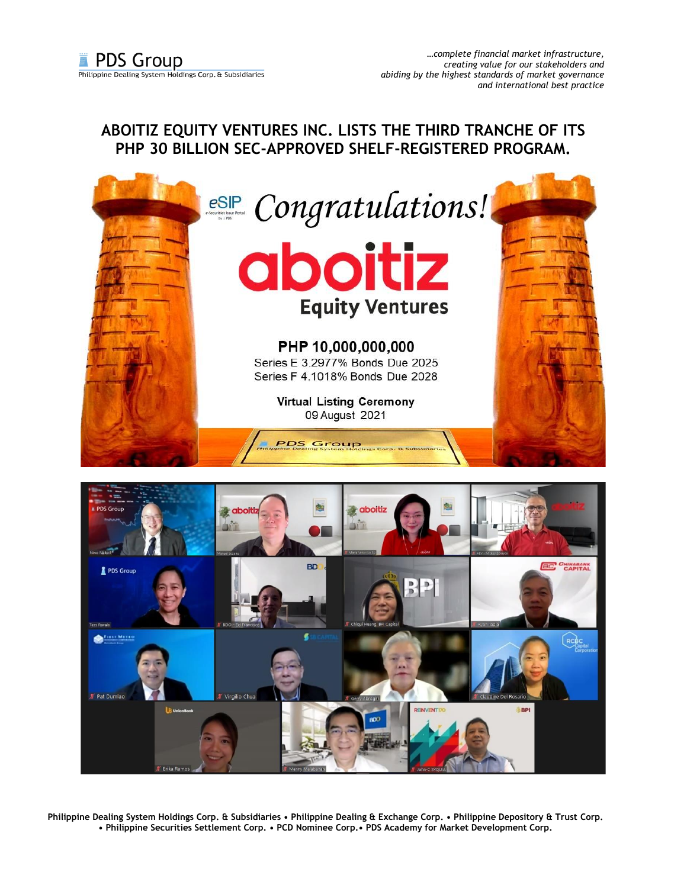# ABOITIZ EQUITY VENTURES INC. LISTS THE THIRD TRANCHE OF ITS PHP 30 BILLION SEC-APPROVED SHELF-REGISTERED PROGRAM.

eSIP
Congratulations!

aboitiz
Equity Ventures

**PHP 10,000,000,000**
Series E 3.2977% Bonds Due 2025
Series F 4.1018% Bonds Due 2028

**Virtual Listing Ceremony**
09 August 2021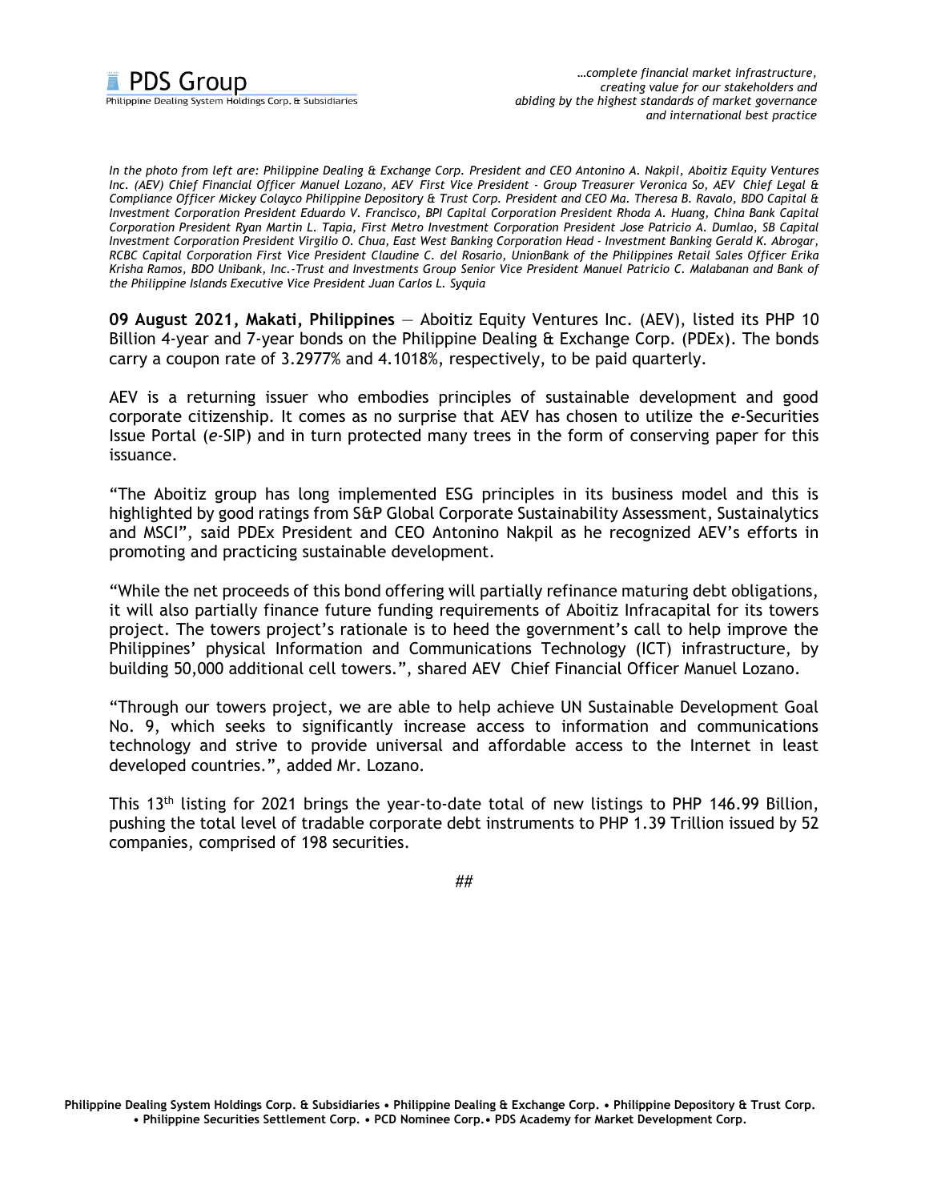*In the photo from left are: Philippine Dealing & Exchange Corp. President and CEO Antonino A. Nakpil, Aboitiz Equity Ventures Inc. (AEV) Chief Financial Officer Manuel Lozano, AEV First Vice President - Group Treasurer Veronica So, AEV Chief Legal & Compliance Officer Mickey Colayco Philippine Depository & Trust Corp. President and CEO Ma. Theresa B. Ravalo, BDO Capital & Investment Corporation President Eduardo V. Francisco, BPI Capital Corporation President Rhoda A. Huang, China Bank Capital Corporation President Ryan Martin L. Tapia, First Metro Investment Corporation President Jose Patricio A. Dumlao, SB Capital Investment Corporation President Virgilio O. Chua, East West Banking Corporation Head - Investment Banking Gerald K. Abrogar, RCBC Capital Corporation First Vice President Claudine C. del Rosario, UnionBank of the Philippines Retail Sales Officer Erika Krisha Ramos, BDO Unibank, Inc.-Trust and Investments Group Senior Vice President Manuel Patricio C. Malabanan and Bank of the Philippine Islands Executive Vice President Juan Carlos L. Syquia*

**09 August 2021, Makati, Philippines** — Aboitiz Equity Ventures Inc. (AEV), listed its PHP 10 Billion 4-year and 7-year bonds on the Philippine Dealing & Exchange Corp. (PDEx). The bonds carry a coupon rate of 3.2977% and 4.1018%, respectively, to be paid quarterly.

AEV is a returning issuer who embodies principles of sustainable development and good corporate citizenship. It comes as no surprise that AEV has chosen to utilize the *e*-Securities Issue Portal (*e*-SIP) and in turn protected many trees in the form of conserving paper for this issuance.

"The Aboitiz group has long implemented ESG principles in its business model and this is highlighted by good ratings from S&P Global Corporate Sustainability Assessment, Sustainalytics and MSCI", said PDEx President and CEO Antonino Nakpil as he recognized AEV's efforts in promoting and practicing sustainable development.

"While the net proceeds of this bond offering will partially refinance maturing debt obligations, it will also partially finance future funding requirements of Aboitiz Infracapital for its towers project. The towers project's rationale is to heed the government's call to help improve the Philippines' physical Information and Communications Technology (ICT) infrastructure, by building 50,000 additional cell towers.", shared AEV Chief Financial Officer Manuel Lozano.

"Through our towers project, we are able to help achieve UN Sustainable Development Goal No. 9, which seeks to significantly increase access to information and communications technology and strive to provide universal and affordable access to the Internet in least developed countries.", added Mr. Lozano.

This 13th listing for 2021 brings the year-to-date total of new listings to PHP 146.99 Billion, pushing the total level of tradable corporate debt instruments to PHP 1.39 Trillion issued by 52 companies, comprised of 198 securities.

##